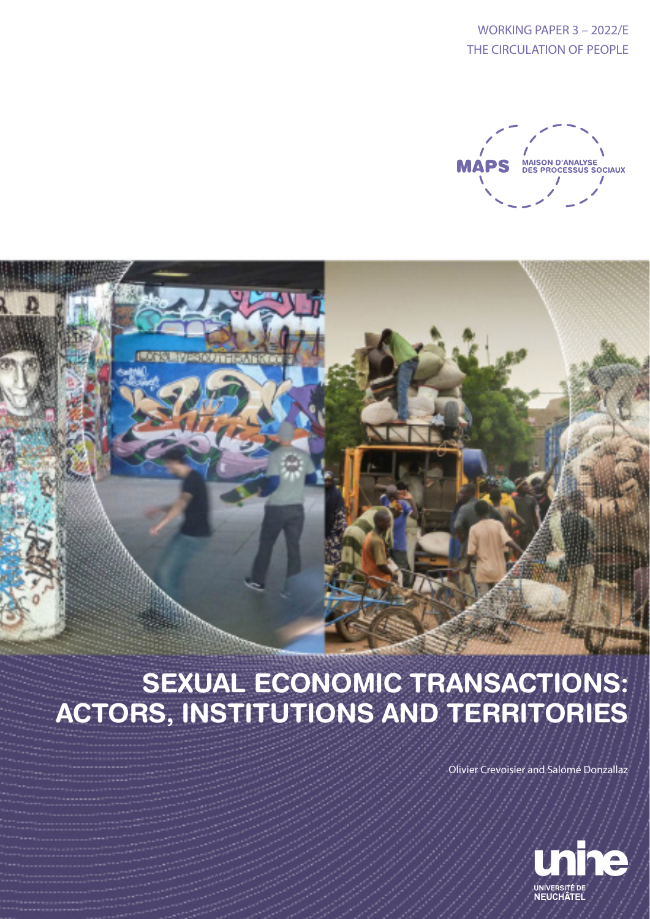WORKING PAPER 3 – 2022/E
THE CIRCULATION OF PEOPLE

MAPS MAISON D'ANALYSE DES PROCESSUS SOCIAUX

# SEXUAL ECONOMIC TRANSACTIONS: ACTORS, INSTITUTIONS AND TERRITORIES

Olivier Crevoisier and Salomé Donzallaz

unine UNIVERSITÉ DE NEUCHÂTEL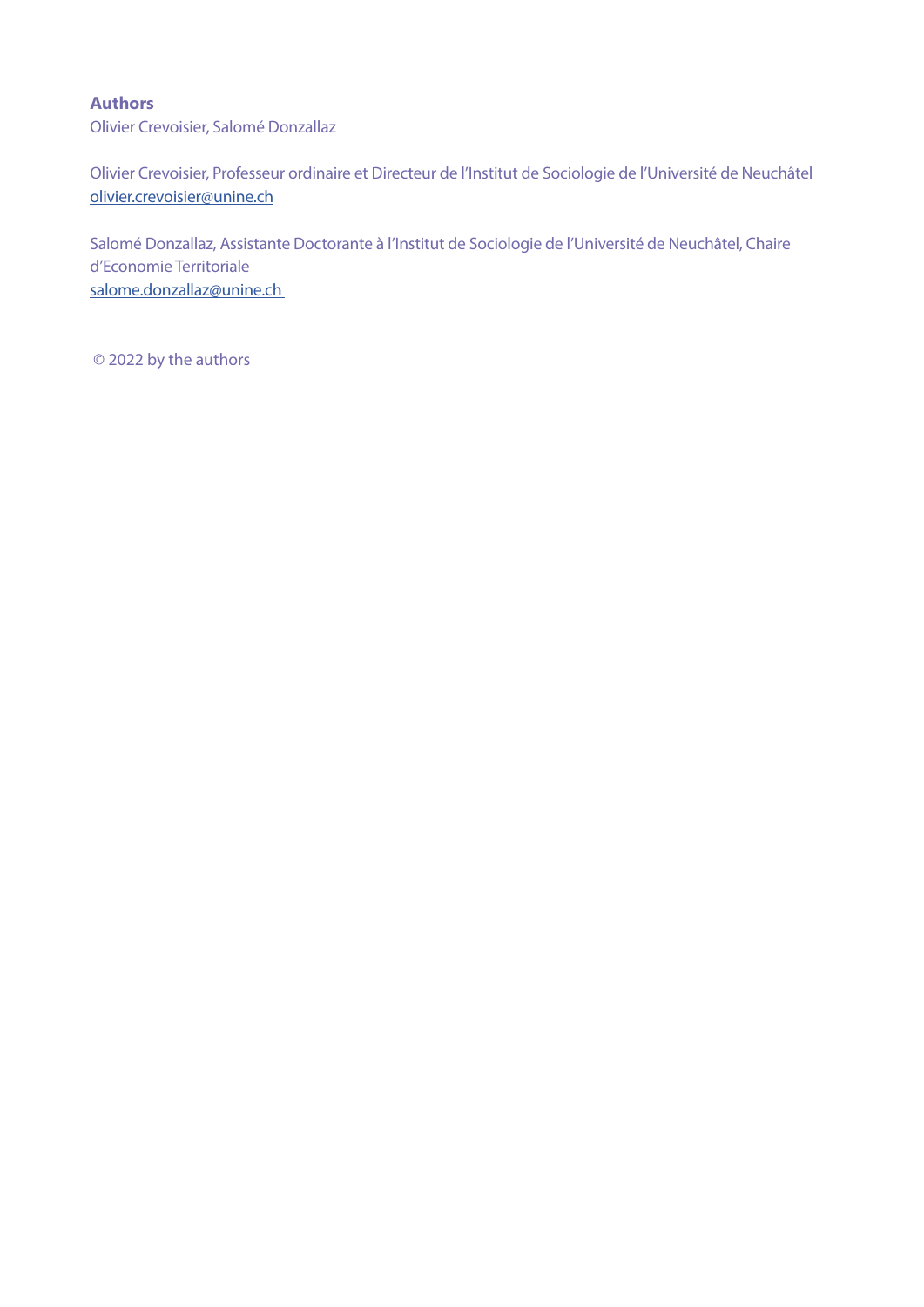**Authors**

Olivier Crevoisier, Salomé Donzallaz

Olivier Crevoisier, Professeur ordinaire et Directeur de l'Institut de Sociologie de l'Université de Neuchâtel
olivier.crevoisier@unine.ch

Salomé Donzallaz, Assistante Doctorante à l'Institut de Sociologie de l'Université de Neuchâtel, Chaire d'Economie Territoriale
salome.donzallaz@unine.ch

© 2022 by the authors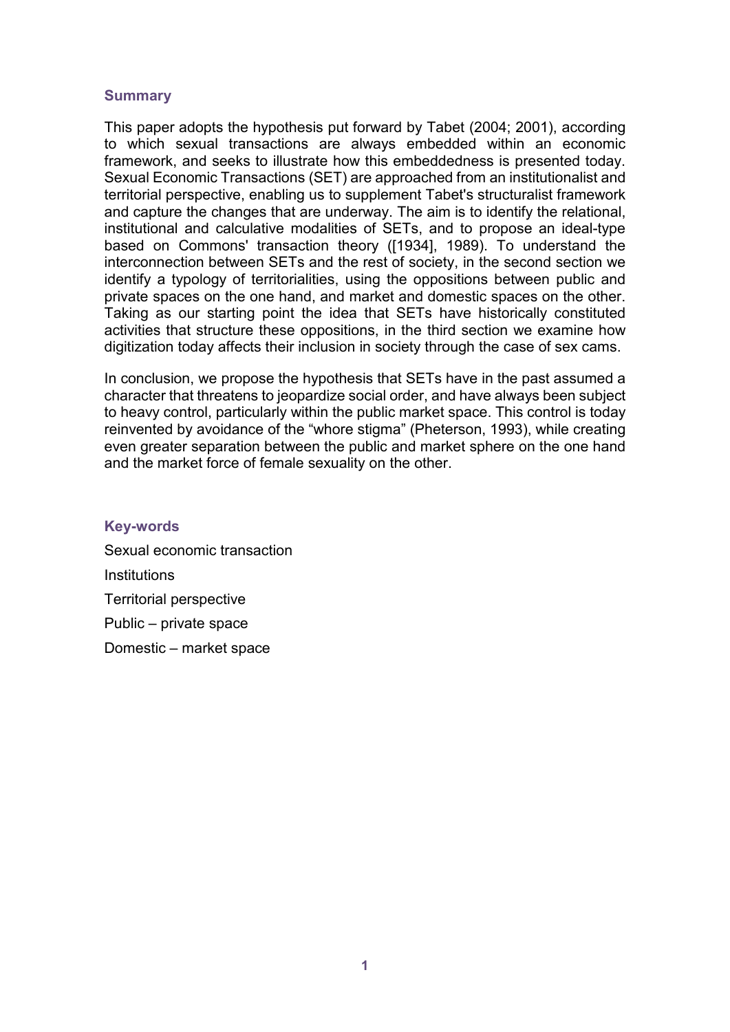### Summary

This paper adopts the hypothesis put forward by Tabet (2004; 2001), according to which sexual transactions are always embedded within an economic framework, and seeks to illustrate how this embeddedness is presented today. Sexual Economic Transactions (SET) are approached from an institutionalist and territorial perspective, enabling us to supplement Tabet's structuralist framework and capture the changes that are underway. The aim is to identify the relational, institutional and calculative modalities of SETs, and to propose an ideal-type based on Commons' transaction theory ([1934], 1989). To understand the interconnection between SETs and the rest of society, in the second section we identify a typology of territorialities, using the oppositions between public and private spaces on the one hand, and market and domestic spaces on the other. Taking as our starting point the idea that SETs have historically constituted activities that structure these oppositions, in the third section we examine how digitization today affects their inclusion in society through the case of sex cams.

In conclusion, we propose the hypothesis that SETs have in the past assumed a character that threatens to jeopardize social order, and have always been subject to heavy control, particularly within the public market space. This control is today reinvented by avoidance of the "whore stigma" (Pheterson, 1993), while creating even greater separation between the public and market sphere on the one hand and the market force of female sexuality on the other.

### Key-words

Sexual economic transaction

Institutions

Territorial perspective

Public – private space

Domestic – market space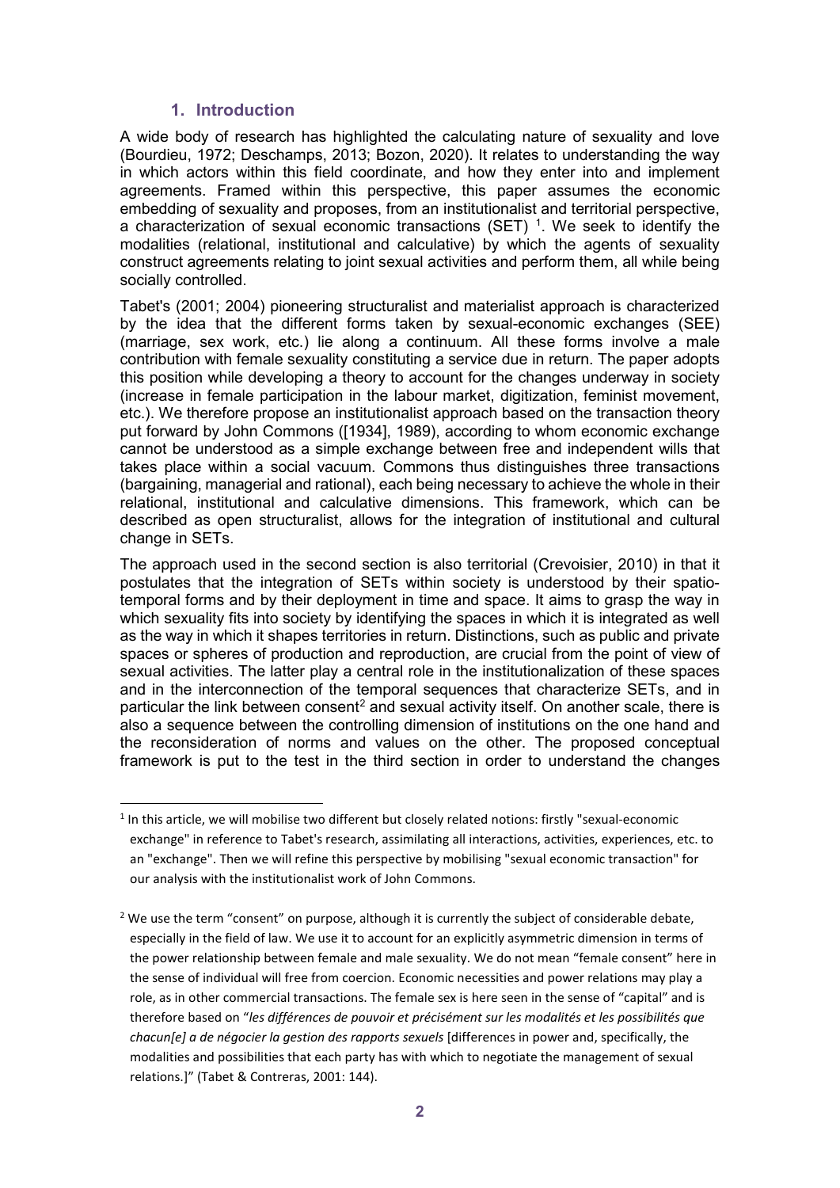## 1. Introduction

A wide body of research has highlighted the calculating nature of sexuality and love (Bourdieu, 1972; Deschamps, 2013; Bozon, 2020). It relates to understanding the way in which actors within this field coordinate, and how they enter into and implement agreements. Framed within this perspective, this paper assumes the economic embedding of sexuality and proposes, from an institutionalist and territorial perspective, a characterization of sexual economic transactions (SET) [1]. We seek to identify the modalities (relational, institutional and calculative) by which the agents of sexuality construct agreements relating to joint sexual activities and perform them, all while being socially controlled.

Tabet's (2001; 2004) pioneering structuralist and materialist approach is characterized by the idea that the different forms taken by sexual-economic exchanges (SEE) (marriage, sex work, etc.) lie along a continuum. All these forms involve a male contribution with female sexuality constituting a service due in return. The paper adopts this position while developing a theory to account for the changes underway in society (increase in female participation in the labour market, digitization, feminist movement, etc.). We therefore propose an institutionalist approach based on the transaction theory put forward by John Commons ([1934], 1989), according to whom economic exchange cannot be understood as a simple exchange between free and independent wills that takes place within a social vacuum. Commons thus distinguishes three transactions (bargaining, managerial and rational), each being necessary to achieve the whole in their relational, institutional and calculative dimensions. This framework, which can be described as open structuralist, allows for the integration of institutional and cultural change in SETs.

The approach used in the second section is also territorial (Crevoisier, 2010) in that it postulates that the integration of SETs within society is understood by their spatio-temporal forms and by their deployment in time and space. It aims to grasp the way in which sexuality fits into society by identifying the spaces in which it is integrated as well as the way in which it shapes territories in return. Distinctions, such as public and private spaces or spheres of production and reproduction, are crucial from the point of view of sexual activities. The latter play a central role in the institutionalization of these spaces and in the interconnection of the temporal sequences that characterize SETs, and in particular the link between consent[2] and sexual activity itself. On another scale, there is also a sequence between the controlling dimension of institutions on the one hand and the reconsideration of norms and values on the other. The proposed conceptual framework is put to the test in the third section in order to understand the changes

---

[1] In this article, we will mobilise two different but closely related notions: firstly "sexual-economic exchange" in reference to Tabet's research, assimilating all interactions, activities, experiences, etc. to an "exchange". Then we will refine this perspective by mobilising "sexual economic transaction" for our analysis with the institutionalist work of John Commons.

[2] We use the term "consent" on purpose, although it is currently the subject of considerable debate, especially in the field of law. We use it to account for an explicitly asymmetric dimension in terms of the power relationship between female and male sexuality. We do not mean "female consent" here in the sense of individual will free from coercion. Economic necessities and power relations may play a role, as in other commercial transactions. The female sex is here seen in the sense of "capital" and is therefore based on "*les différences de pouvoir et précisément sur les modalités et les possibilités que chacun[e] a de négocier la gestion des rapports sexuels* [differences in power and, specifically, the modalities and possibilities that each party has with which to negotiate the management of sexual relations.]" (Tabet & Contreras, 2001: 144).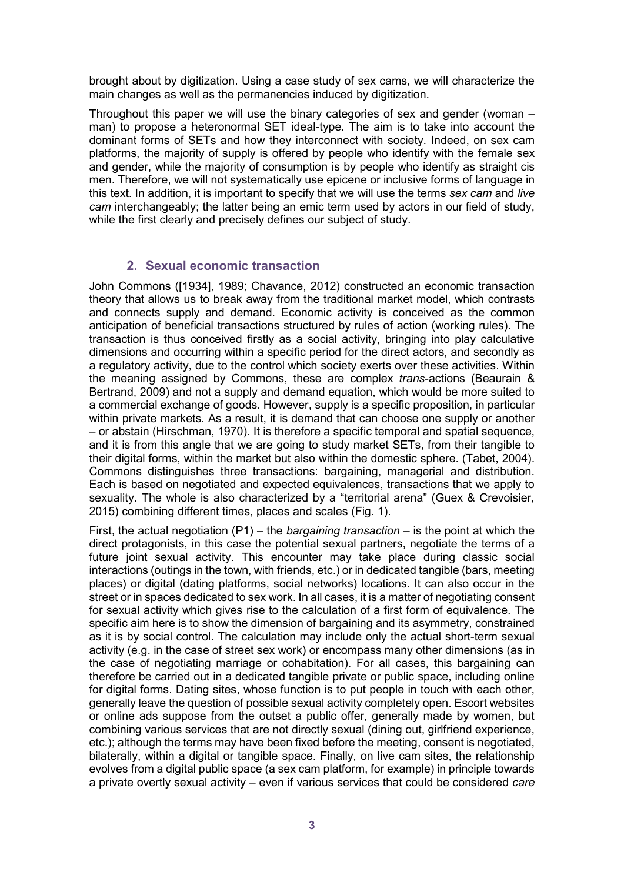brought about by digitization. Using a case study of sex cams, we will characterize the main changes as well as the permanencies induced by digitization.

Throughout this paper we will use the binary categories of sex and gender (woman – man) to propose a heteronormal SET ideal-type. The aim is to take into account the dominant forms of SETs and how they interconnect with society. Indeed, on sex cam platforms, the majority of supply is offered by people who identify with the female sex and gender, while the majority of consumption is by people who identify as straight cis men. Therefore, we will not systematically use epicene or inclusive forms of language in this text. In addition, it is important to specify that we will use the terms *sex cam* and *live cam* interchangeably; the latter being an emic term used by actors in our field of study, while the first clearly and precisely defines our subject of study.

## 2. Sexual economic transaction

John Commons ([1934], 1989; Chavance, 2012) constructed an economic transaction theory that allows us to break away from the traditional market model, which contrasts and connects supply and demand. Economic activity is conceived as the common anticipation of beneficial transactions structured by rules of action (working rules). The transaction is thus conceived firstly as a social activity, bringing into play calculative dimensions and occurring within a specific period for the direct actors, and secondly as a regulatory activity, due to the control which society exerts over these activities. Within the meaning assigned by Commons, these are complex *trans*-actions (Beaurain & Bertrand, 2009) and not a supply and demand equation, which would be more suited to a commercial exchange of goods. However, supply is a specific proposition, in particular within private markets. As a result, it is demand that can choose one supply or another – or abstain (Hirschman, 1970). It is therefore a specific temporal and spatial sequence, and it is from this angle that we are going to study market SETs, from their tangible to their digital forms, within the market but also within the domestic sphere. (Tabet, 2004). Commons distinguishes three transactions: bargaining, managerial and distribution. Each is based on negotiated and expected equivalences, transactions that we apply to sexuality. The whole is also characterized by a "territorial arena" (Guex & Crevoisier, 2015) combining different times, places and scales (Fig. 1).

First, the actual negotiation (P1) – the *bargaining transaction* – is the point at which the direct protagonists, in this case the potential sexual partners, negotiate the terms of a future joint sexual activity. This encounter may take place during classic social interactions (outings in the town, with friends, etc.) or in dedicated tangible (bars, meeting places) or digital (dating platforms, social networks) locations. It can also occur in the street or in spaces dedicated to sex work. In all cases, it is a matter of negotiating consent for sexual activity which gives rise to the calculation of a first form of equivalence. The specific aim here is to show the dimension of bargaining and its asymmetry, constrained as it is by social control. The calculation may include only the actual short-term sexual activity (e.g. in the case of street sex work) or encompass many other dimensions (as in the case of negotiating marriage or cohabitation). For all cases, this bargaining can therefore be carried out in a dedicated tangible private or public space, including online for digital forms. Dating sites, whose function is to put people in touch with each other, generally leave the question of possible sexual activity completely open. Escort websites or online ads suppose from the outset a public offer, generally made by women, but combining various services that are not directly sexual (dining out, girlfriend experience, etc.); although the terms may have been fixed before the meeting, consent is negotiated, bilaterally, within a digital or tangible space. Finally, on live cam sites, the relationship evolves from a digital public space (a sex cam platform, for example) in principle towards a private overtly sexual activity – even if various services that could be considered *care*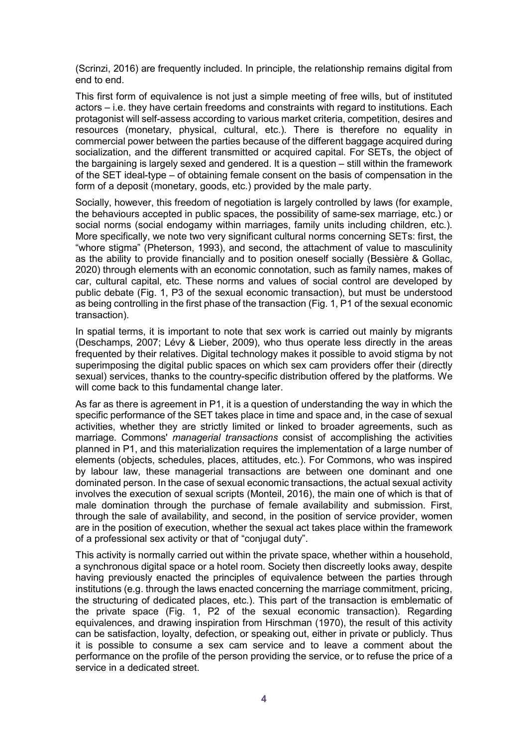(Scrinzi, 2016) are frequently included. In principle, the relationship remains digital from end to end.

This first form of equivalence is not just a simple meeting of free wills, but of instituted actors – i.e. they have certain freedoms and constraints with regard to institutions. Each protagonist will self-assess according to various market criteria, competition, desires and resources (monetary, physical, cultural, etc.). There is therefore no equality in commercial power between the parties because of the different baggage acquired during socialization, and the different transmitted or acquired capital. For SETs, the object of the bargaining is largely sexed and gendered. It is a question – still within the framework of the SET ideal-type – of obtaining female consent on the basis of compensation in the form of a deposit (monetary, goods, etc.) provided by the male party.

Socially, however, this freedom of negotiation is largely controlled by laws (for example, the behaviours accepted in public spaces, the possibility of same-sex marriage, etc.) or social norms (social endogamy within marriages, family units including children, etc.). More specifically, we note two very significant cultural norms concerning SETs: first, the "whore stigma" (Pheterson, 1993), and second, the attachment of value to masculinity as the ability to provide financially and to position oneself socially (Bessière & Gollac, 2020) through elements with an economic connotation, such as family names, makes of car, cultural capital, etc. These norms and values of social control are developed by public debate (Fig. 1, P3 of the sexual economic transaction), but must be understood as being controlling in the first phase of the transaction (Fig. 1, P1 of the sexual economic transaction).

In spatial terms, it is important to note that sex work is carried out mainly by migrants (Deschamps, 2007; Lévy & Lieber, 2009), who thus operate less directly in the areas frequented by their relatives. Digital technology makes it possible to avoid stigma by not superimposing the digital public spaces on which sex cam providers offer their (directly sexual) services, thanks to the country-specific distribution offered by the platforms. We will come back to this fundamental change later.

As far as there is agreement in P1, it is a question of understanding the way in which the specific performance of the SET takes place in time and space and, in the case of sexual activities, whether they are strictly limited or linked to broader agreements, such as marriage. Commons' *managerial transactions* consist of accomplishing the activities planned in P1, and this materialization requires the implementation of a large number of elements (objects, schedules, places, attitudes, etc.). For Commons, who was inspired by labour law, these managerial transactions are between one dominant and one dominated person. In the case of sexual economic transactions, the actual sexual activity involves the execution of sexual scripts (Monteil, 2016), the main one of which is that of male domination through the purchase of female availability and submission. First, through the sale of availability, and second, in the position of service provider, women are in the position of execution, whether the sexual act takes place within the framework of a professional sex activity or that of "conjugal duty".

This activity is normally carried out within the private space, whether within a household, a synchronous digital space or a hotel room. Society then discreetly looks away, despite having previously enacted the principles of equivalence between the parties through institutions (e.g. through the laws enacted concerning the marriage commitment, pricing, the structuring of dedicated places, etc.). This part of the transaction is emblematic of the private space (Fig. 1, P2 of the sexual economic transaction). Regarding equivalences, and drawing inspiration from Hirschman (1970), the result of this activity can be satisfaction, loyalty, defection, or speaking out, either in private or publicly. Thus it is possible to consume a sex cam service and to leave a comment about the performance on the profile of the person providing the service, or to refuse the price of a service in a dedicated street.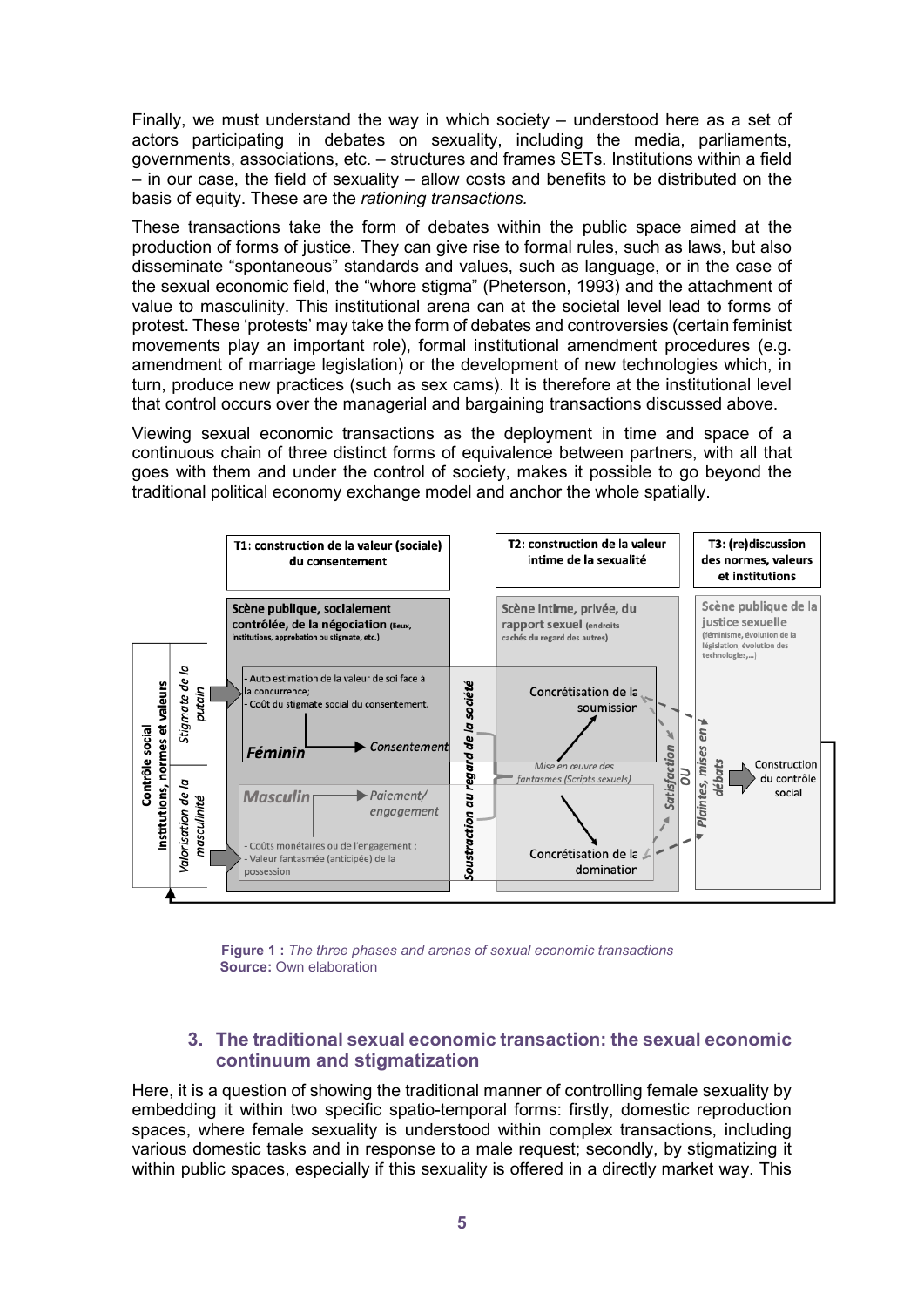Finally, we must understand the way in which society – understood here as a set of actors participating in debates on sexuality, including the media, parliaments, governments, associations, etc. – structures and frames SETs. Institutions within a field – in our case, the field of sexuality – allow costs and benefits to be distributed on the basis of equity. These are the *rationing transactions.*

These transactions take the form of debates within the public space aimed at the production of forms of justice. They can give rise to formal rules, such as laws, but also disseminate "spontaneous" standards and values, such as language, or in the case of the sexual economic field, the "whore stigma" (Pheterson, 1993) and the attachment of value to masculinity. This institutional arena can at the societal level lead to forms of protest. These 'protests' may take the form of debates and controversies (certain feminist movements play an important role), formal institutional amendment procedures (e.g. amendment of marriage legislation) or the development of new technologies which, in turn, produce new practices (such as sex cams). It is therefore at the institutional level that control occurs over the managerial and bargaining transactions discussed above.

Viewing sexual economic transactions as the deployment in time and space of a continuous chain of three distinct forms of equivalence between partners, with all that goes with them and under the control of society, makes it possible to go beyond the traditional political economy exchange model and anchor the whole spatially.

**Figure 1 :** *The three phases and arenas of sexual economic transactions*
**Source:** Own elaboration

## 3. The traditional sexual economic transaction: the sexual economic continuum and stigmatization

Here, it is a question of showing the traditional manner of controlling female sexuality by embedding it within two specific spatio-temporal forms: firstly, domestic reproduction spaces, where female sexuality is understood within complex transactions, including various domestic tasks and in response to a male request; secondly, by stigmatizing it within public spaces, especially if this sexuality is offered in a directly market way. This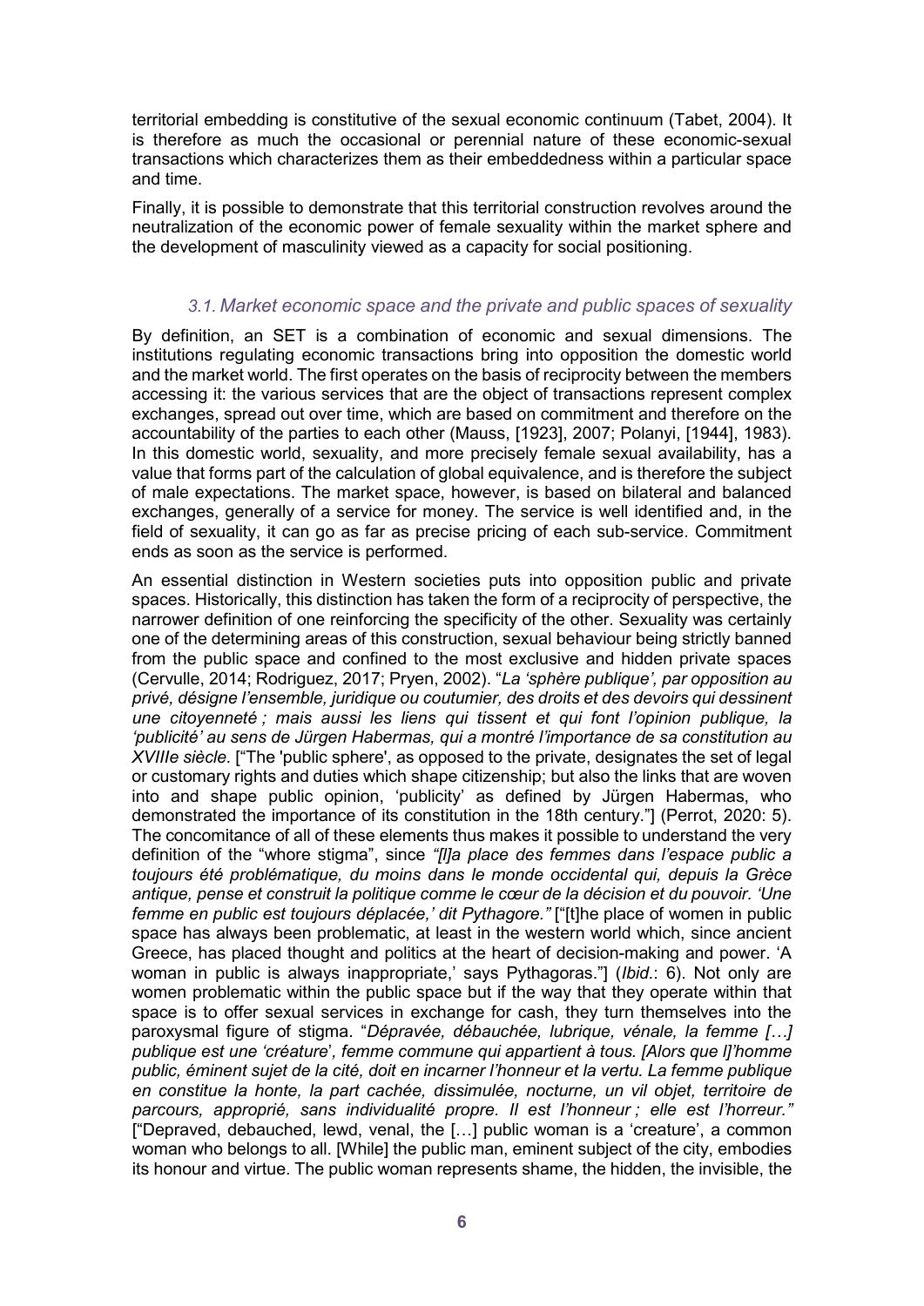territorial embedding is constitutive of the sexual economic continuum (Tabet, 2004). It is therefore as much the occasional or perennial nature of these economic-sexual transactions which characterizes them as their embeddedness within a particular space and time.

Finally, it is possible to demonstrate that this territorial construction revolves around the neutralization of the economic power of female sexuality within the market sphere and the development of masculinity viewed as a capacity for social positioning.

### *3.1. Market economic space and the private and public spaces of sexuality*

By definition, an SET is a combination of economic and sexual dimensions. The institutions regulating economic transactions bring into opposition the domestic world and the market world. The first operates on the basis of reciprocity between the members accessing it: the various services that are the object of transactions represent complex exchanges, spread out over time, which are based on commitment and therefore on the accountability of the parties to each other (Mauss, [1923], 2007; Polanyi, [1944], 1983). In this domestic world, sexuality, and more precisely female sexual availability, has a value that forms part of the calculation of global equivalence, and is therefore the subject of male expectations. The market space, however, is based on bilateral and balanced exchanges, generally of a service for money. The service is well identified and, in the field of sexuality, it can go as far as precise pricing of each sub-service. Commitment ends as soon as the service is performed.

An essential distinction in Western societies puts into opposition public and private spaces. Historically, this distinction has taken the form of a reciprocity of perspective, the narrower definition of one reinforcing the specificity of the other. Sexuality was certainly one of the determining areas of this construction, sexual behaviour being strictly banned from the public space and confined to the most exclusive and hidden private spaces (Cervulle, 2014; Rodriguez, 2017; Pryen, 2002). "*La 'sphère publique', par opposition au privé, désigne l'ensemble, juridique ou coutumier, des droits et des devoirs qui dessinent une citoyenneté ; mais aussi les liens qui tissent et qui font l'opinion publique, la 'publicité' au sens de Jürgen Habermas, qui a montré l'importance de sa constitution au XVIIIe siècle.* ["The 'public sphere', as opposed to the private, designates the set of legal or customary rights and duties which shape citizenship; but also the links that are woven into and shape public opinion, 'publicity' as defined by Jürgen Habermas, who demonstrated the importance of its constitution in the 18th century."] (Perrot, 2020: 5). The concomitance of all of these elements thus makes it possible to understand the very definition of the "whore stigma", since *"[l]a place des femmes dans l'espace public a toujours été problématique, du moins dans le monde occidental qui, depuis la Grèce antique, pense et construit la politique comme le cœur de la décision et du pouvoir. 'Une femme en public est toujours déplacée,' dit Pythagore."* ["[t]he place of women in public space has always been problematic, at least in the western world which, since ancient Greece, has placed thought and politics at the heart of decision-making and power. 'A woman in public is always inappropriate,' says Pythagoras."] (*Ibid*.: 6). Not only are women problematic within the public space but if the way that they operate within that space is to offer sexual services in exchange for cash, they turn themselves into the paroxysmal figure of stigma. "*Dépravée, débauchée, lubrique, vénale, la femme […] publique est une 'créature', femme commune qui appartient à tous. [Alors que l]'homme public, éminent sujet de la cité, doit en incarner l'honneur et la vertu. La femme publique en constitue la honte, la part cachée, dissimulée, nocturne, un vil objet, territoire de parcours, approprié, sans individualité propre. Il est l'honneur ; elle est l'horreur."* ["Depraved, debauched, lewd, venal, the […] public woman is a 'creature', a common woman who belongs to all. [While] the public man, eminent subject of the city, embodies its honour and virtue. The public woman represents shame, the hidden, the invisible, the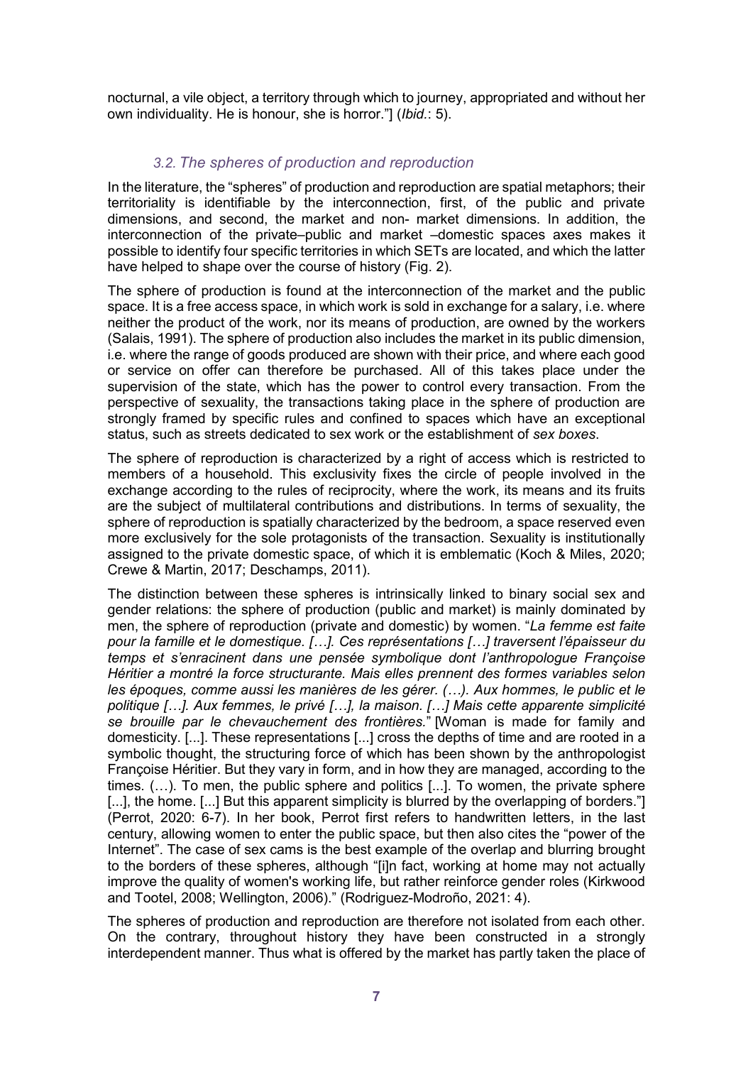nocturnal, a vile object, a territory through which to journey, appropriated and without her own individuality. He is honour, she is horror."] (*Ibid.*: 5).

### *3.2. The spheres of production and reproduction*

In the literature, the "spheres" of production and reproduction are spatial metaphors; their territoriality is identifiable by the interconnection, first, of the public and private dimensions, and second, the market and non- market dimensions. In addition, the interconnection of the private–public and market –domestic spaces axes makes it possible to identify four specific territories in which SETs are located, and which the latter have helped to shape over the course of history (Fig. 2).

The sphere of production is found at the interconnection of the market and the public space. It is a free access space, in which work is sold in exchange for a salary, i.e. where neither the product of the work, nor its means of production, are owned by the workers (Salais, 1991). The sphere of production also includes the market in its public dimension, i.e. where the range of goods produced are shown with their price, and where each good or service on offer can therefore be purchased. All of this takes place under the supervision of the state, which has the power to control every transaction. From the perspective of sexuality, the transactions taking place in the sphere of production are strongly framed by specific rules and confined to spaces which have an exceptional status, such as streets dedicated to sex work or the establishment of *sex boxes*.

The sphere of reproduction is characterized by a right of access which is restricted to members of a household. This exclusivity fixes the circle of people involved in the exchange according to the rules of reciprocity, where the work, its means and its fruits are the subject of multilateral contributions and distributions. In terms of sexuality, the sphere of reproduction is spatially characterized by the bedroom, a space reserved even more exclusively for the sole protagonists of the transaction. Sexuality is institutionally assigned to the private domestic space, of which it is emblematic (Koch & Miles, 2020; Crewe & Martin, 2017; Deschamps, 2011).

The distinction between these spheres is intrinsically linked to binary social sex and gender relations: the sphere of production (public and market) is mainly dominated by men, the sphere of reproduction (private and domestic) by women. "*La femme est faite pour la famille et le domestique. […]. Ces représentations […] traversent l'épaisseur du temps et s'enracinent dans une pensée symbolique dont l'anthropologue Françoise Héritier a montré la force structurante. Mais elles prennent des formes variables selon les époques, comme aussi les manières de les gérer. (…). Aux hommes, le public et le politique […]. Aux femmes, le privé […], la maison. […] Mais cette apparente simplicité se brouille par le chevauchement des frontières.*" [Woman is made for family and domesticity. [...]. These representations [...] cross the depths of time and are rooted in a symbolic thought, the structuring force of which has been shown by the anthropologist Françoise Héritier. But they vary in form, and in how they are managed, according to the times. (…). To men, the public sphere and politics [...]. To women, the private sphere [...], the home. [...] But this apparent simplicity is blurred by the overlapping of borders."] (Perrot, 2020: 6-7). In her book, Perrot first refers to handwritten letters, in the last century, allowing women to enter the public space, but then also cites the "power of the Internet". The case of sex cams is the best example of the overlap and blurring brought to the borders of these spheres, although "[i]n fact, working at home may not actually improve the quality of women's working life, but rather reinforce gender roles (Kirkwood and Tootel, 2008; Wellington, 2006)." (Rodriguez-Modroño, 2021: 4).

The spheres of production and reproduction are therefore not isolated from each other. On the contrary, throughout history they have been constructed in a strongly interdependent manner. Thus what is offered by the market has partly taken the place of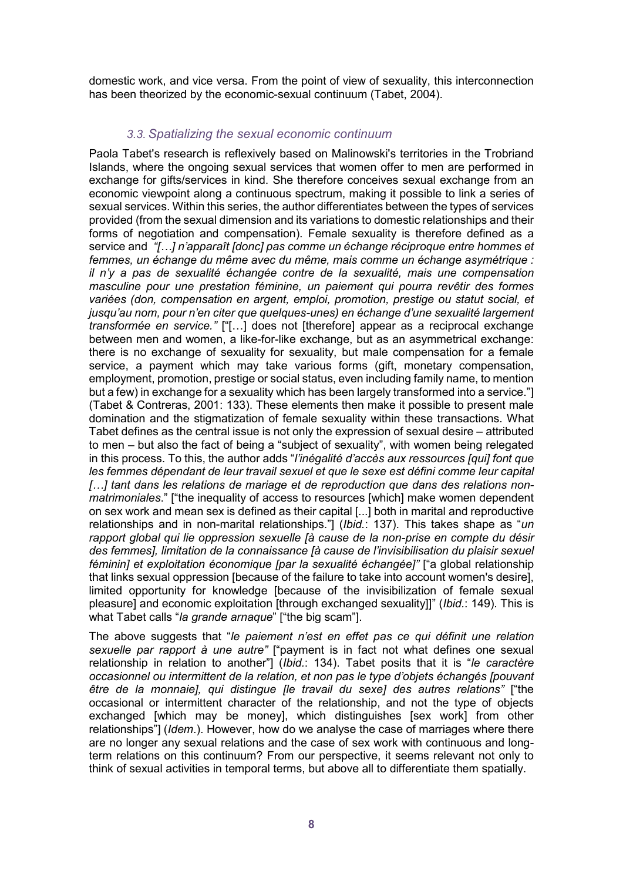domestic work, and vice versa. From the point of view of sexuality, this interconnection has been theorized by the economic-sexual continuum (Tabet, 2004).

### *3.3. Spatializing the sexual economic continuum*

Paola Tabet's research is reflexively based on Malinowski's territories in the Trobriand Islands, where the ongoing sexual services that women offer to men are performed in exchange for gifts/services in kind. She therefore conceives sexual exchange from an economic viewpoint along a continuous spectrum, making it possible to link a series of sexual services. Within this series, the author differentiates between the types of services provided (from the sexual dimension and its variations to domestic relationships and their forms of negotiation and compensation). Female sexuality is therefore defined as a service and *"[…] n'apparaît [donc] pas comme un échange réciproque entre hommes et femmes, un échange du même avec du même, mais comme un échange asymétrique : il n'y a pas de sexualité échangée contre de la sexualité, mais une compensation masculine pour une prestation féminine, un paiement qui pourra revêtir des formes variées (don, compensation en argent, emploi, promotion, prestige ou statut social, et jusqu'au nom, pour n'en citer que quelques-unes) en échange d'une sexualité largement transformée en service."* ["[…] does not [therefore] appear as a reciprocal exchange between men and women, a like-for-like exchange, but as an asymmetrical exchange: there is no exchange of sexuality for sexuality, but male compensation for a female service, a payment which may take various forms (gift, monetary compensation, employment, promotion, prestige or social status, even including family name, to mention but a few) in exchange for a sexuality which has been largely transformed into a service."] (Tabet & Contreras, 2001: 133). These elements then make it possible to present male domination and the stigmatization of female sexuality within these transactions. What Tabet defines as the central issue is not only the expression of sexual desire – attributed to men – but also the fact of being a "subject of sexuality", with women being relegated in this process. To this, the author adds "*l'inégalité d'accès aux ressources [qui] font que les femmes dépendant de leur travail sexuel et que le sexe est défini comme leur capital […] tant dans les relations de mariage et de reproduction que dans des relations non-matrimoniales*." ["the inequality of access to resources [which] make women dependent on sex work and mean sex is defined as their capital [...] both in marital and reproductive relationships and in non-marital relationships."] (*Ibid.*: 137). This takes shape as "*un rapport global qui lie oppression sexuelle [à cause de la non-prise en compte du désir des femmes], limitation de la connaissance [à cause de l'invisibilisation du plaisir sexuel féminin] et exploitation économique [par la sexualité échangée]"* ["a global relationship that links sexual oppression [because of the failure to take into account women's desire], limited opportunity for knowledge [because of the invisibilization of female sexual pleasure] and economic exploitation [through exchanged sexuality]]" (*Ibid*.: 149). This is what Tabet calls "*la grande arnaque*" ["the big scam"].

The above suggests that "*le paiement n'est en effet pas ce qui définit une relation sexuelle par rapport à une autre"* ["payment is in fact not what defines one sexual relationship in relation to another"] (*Ibid.*: 134). Tabet posits that it is "*le caractère occasionnel ou intermittent de la relation, et non pas le type d'objets échangés [pouvant être de la monnaie], qui distingue [le travail du sexe] des autres relations"* ["the occasional or intermittent character of the relationship, and not the type of objects exchanged [which may be money], which distinguishes [sex work] from other relationships"] (*Idem*.). However, how do we analyse the case of marriages where there are no longer any sexual relations and the case of sex work with continuous and long-term relations on this continuum? From our perspective, it seems relevant not only to think of sexual activities in temporal terms, but above all to differentiate them spatially.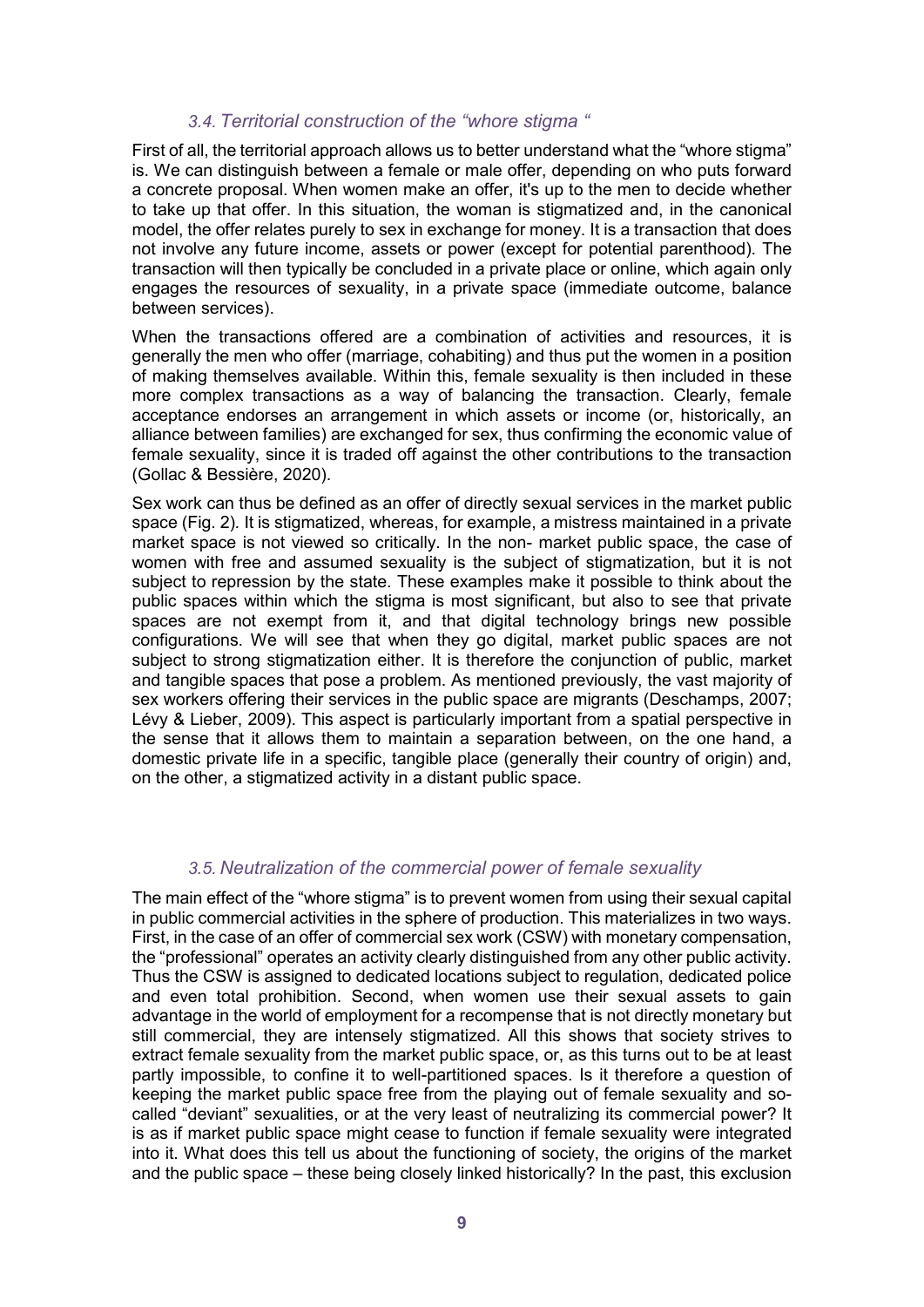### *3.4. Territorial construction of the "whore stigma "*

First of all, the territorial approach allows us to better understand what the "whore stigma" is. We can distinguish between a female or male offer, depending on who puts forward a concrete proposal. When women make an offer, it's up to the men to decide whether to take up that offer. In this situation, the woman is stigmatized and, in the canonical model, the offer relates purely to sex in exchange for money. It is a transaction that does not involve any future income, assets or power (except for potential parenthood). The transaction will then typically be concluded in a private place or online, which again only engages the resources of sexuality, in a private space (immediate outcome, balance between services).

When the transactions offered are a combination of activities and resources, it is generally the men who offer (marriage, cohabiting) and thus put the women in a position of making themselves available. Within this, female sexuality is then included in these more complex transactions as a way of balancing the transaction. Clearly, female acceptance endorses an arrangement in which assets or income (or, historically, an alliance between families) are exchanged for sex, thus confirming the economic value of female sexuality, since it is traded off against the other contributions to the transaction (Gollac & Bessière, 2020).

Sex work can thus be defined as an offer of directly sexual services in the market public space (Fig. 2). It is stigmatized, whereas, for example, a mistress maintained in a private market space is not viewed so critically. In the non- market public space, the case of women with free and assumed sexuality is the subject of stigmatization, but it is not subject to repression by the state. These examples make it possible to think about the public spaces within which the stigma is most significant, but also to see that private spaces are not exempt from it, and that digital technology brings new possible configurations. We will see that when they go digital, market public spaces are not subject to strong stigmatization either. It is therefore the conjunction of public, market and tangible spaces that pose a problem. As mentioned previously, the vast majority of sex workers offering their services in the public space are migrants (Deschamps, 2007; Lévy & Lieber, 2009). This aspect is particularly important from a spatial perspective in the sense that it allows them to maintain a separation between, on the one hand, a domestic private life in a specific, tangible place (generally their country of origin) and, on the other, a stigmatized activity in a distant public space.

### *3.5. Neutralization of the commercial power of female sexuality*

The main effect of the "whore stigma" is to prevent women from using their sexual capital in public commercial activities in the sphere of production. This materializes in two ways. First, in the case of an offer of commercial sex work (CSW) with monetary compensation, the "professional" operates an activity clearly distinguished from any other public activity. Thus the CSW is assigned to dedicated locations subject to regulation, dedicated police and even total prohibition. Second, when women use their sexual assets to gain advantage in the world of employment for a recompense that is not directly monetary but still commercial, they are intensely stigmatized. All this shows that society strives to extract female sexuality from the market public space, or, as this turns out to be at least partly impossible, to confine it to well-partitioned spaces. Is it therefore a question of keeping the market public space free from the playing out of female sexuality and so-called "deviant" sexualities, or at the very least of neutralizing its commercial power? It is as if market public space might cease to function if female sexuality were integrated into it. What does this tell us about the functioning of society, the origins of the market and the public space – these being closely linked historically? In the past, this exclusion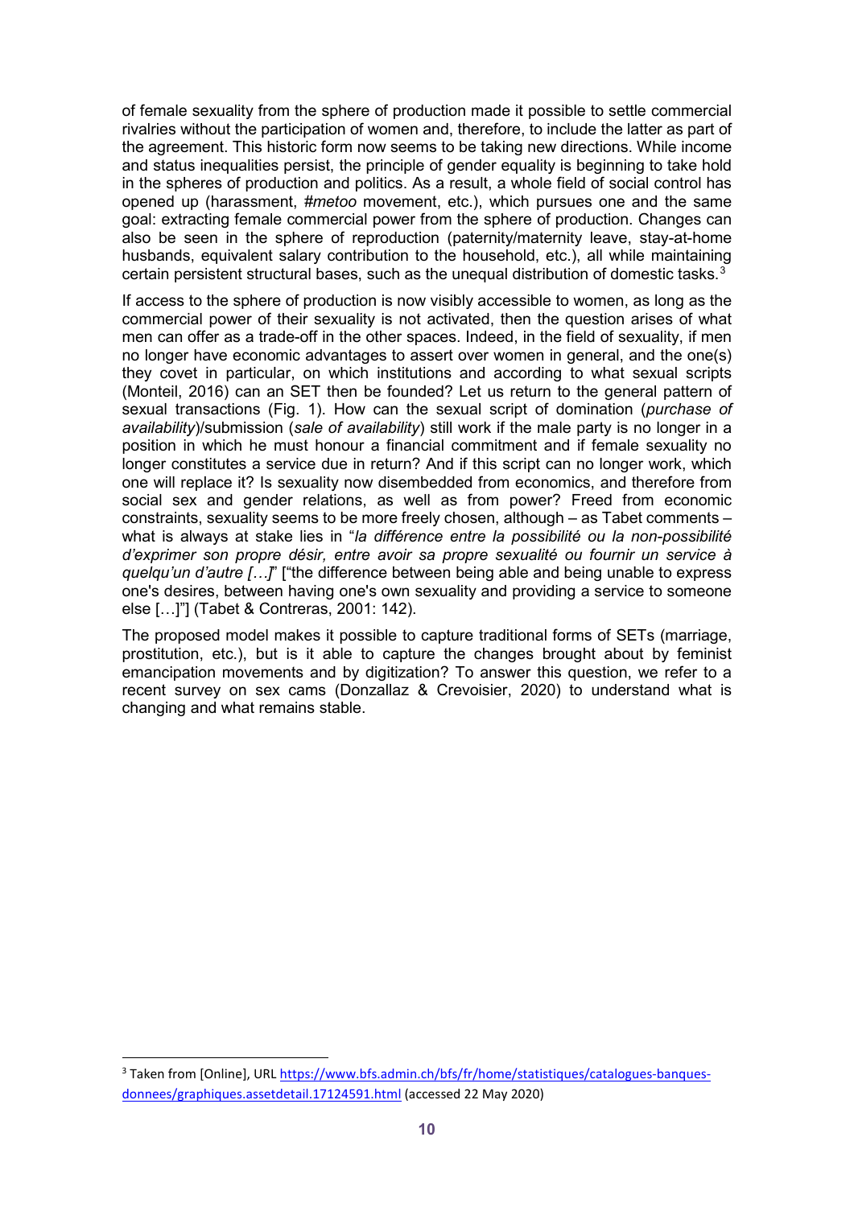of female sexuality from the sphere of production made it possible to settle commercial rivalries without the participation of women and, therefore, to include the latter as part of the agreement. This historic form now seems to be taking new directions. While income and status inequalities persist, the principle of gender equality is beginning to take hold in the spheres of production and politics. As a result, a whole field of social control has opened up (harassment, *#metoo* movement, etc.), which pursues one and the same goal: extracting female commercial power from the sphere of production. Changes can also be seen in the sphere of reproduction (paternity/maternity leave, stay-at-home husbands, equivalent salary contribution to the household, etc.), all while maintaining certain persistent structural bases, such as the unequal distribution of domestic tasks.[3]

If access to the sphere of production is now visibly accessible to women, as long as the commercial power of their sexuality is not activated, then the question arises of what men can offer as a trade-off in the other spaces. Indeed, in the field of sexuality, if men no longer have economic advantages to assert over women in general, and the one(s) they covet in particular, on which institutions and according to what sexual scripts (Monteil, 2016) can an SET then be founded? Let us return to the general pattern of sexual transactions (Fig. 1). How can the sexual script of domination (*purchase of availability*)/submission (*sale of availability*) still work if the male party is no longer in a position in which he must honour a financial commitment and if female sexuality no longer constitutes a service due in return? And if this script can no longer work, which one will replace it? Is sexuality now disembedded from economics, and therefore from social sex and gender relations, as well as from power? Freed from economic constraints, sexuality seems to be more freely chosen, although – as Tabet comments – what is always at stake lies in "*la différence entre la possibilité ou la non-possibilité d'exprimer son propre désir, entre avoir sa propre sexualité ou fournir un service à quelqu'un d'autre […]*" ["the difference between being able and being unable to express one's desires, between having one's own sexuality and providing a service to someone else […]"] (Tabet & Contreras, 2001: 142).

The proposed model makes it possible to capture traditional forms of SETs (marriage, prostitution, etc.), but is it able to capture the changes brought about by feminist emancipation movements and by digitization? To answer this question, we refer to a recent survey on sex cams (Donzallaz & Crevoisier, 2020) to understand what is changing and what remains stable.

[3] Taken from [Online], URL https://www.bfs.admin.ch/bfs/fr/home/statistiques/catalogues-banques-donnees/graphiques.assetdetail.17124591.html (accessed 22 May 2020)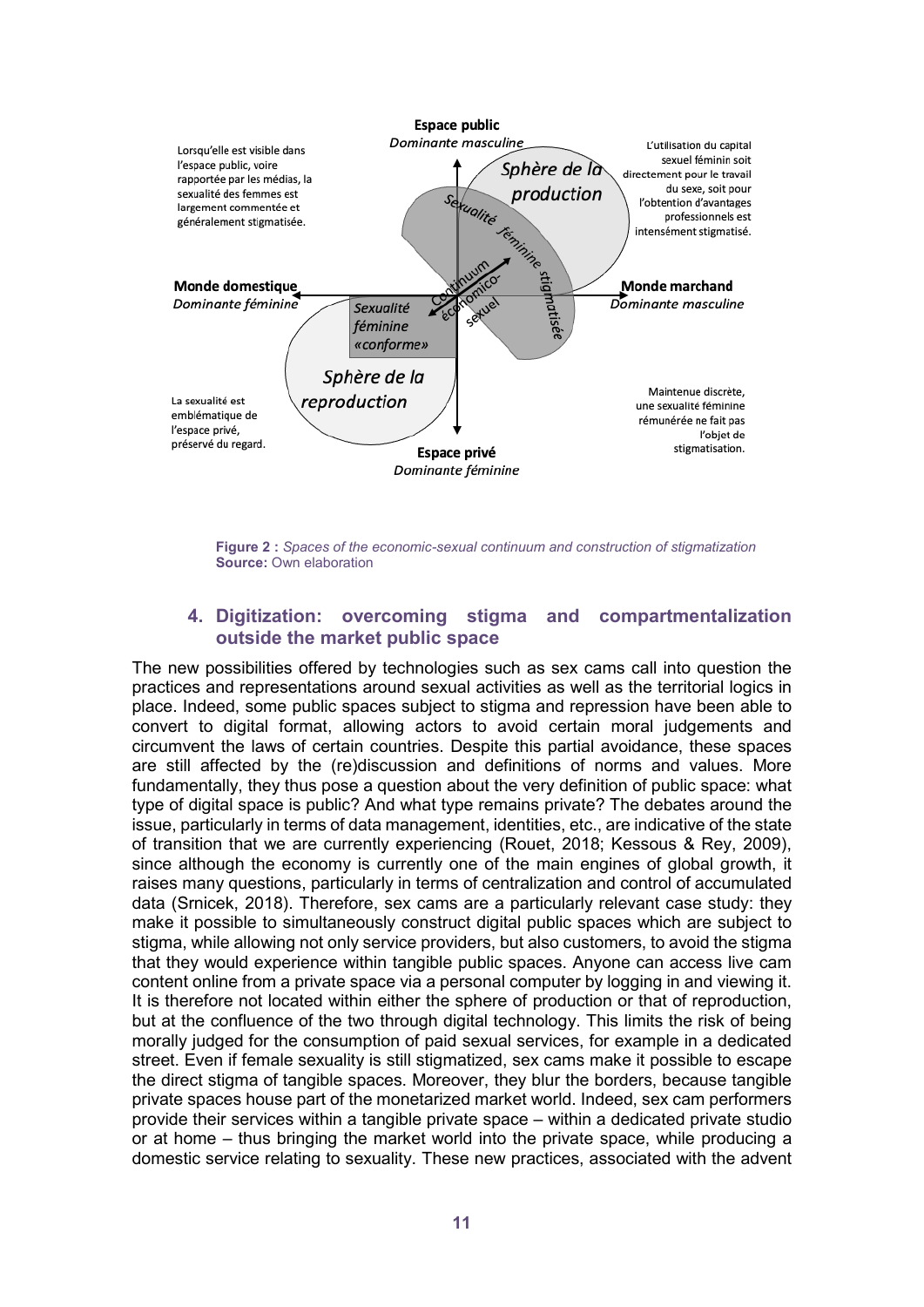**Espace public**
*Dominante masculine*

Lorsqu'elle est visible dans l'espace public, voire rapportée par les médias, la sexualité des femmes est largement commentée et généralement stigmatisée.

L'utilisation du capital sexuel féminin soit directement pour le travail du sexe, soit pour l'obtention d'avantages professionnels est intensément stigmatisé.

*Sphère de la production*

*Sexualité féminine stigmatisée*

*Continuum économico-sexuel*

**Monde domestique**
*Dominante féminine*

**Monde marchand**
*Dominante masculine*

*Sexualité féminine «conforme»*

*Sphère de la reproduction*

La sexualité est emblématique de l'espace privé, préservé du regard.

Maintenue discrète, une sexualité féminine rémunérée ne fait pas l'objet de stigmatisation.

**Espace privé**
*Dominante féminine*

**Figure 2 :** *Spaces of the economic-sexual continuum and construction of stigmatization*
**Source:** Own elaboration

## 4. Digitization: overcoming stigma and compartmentalization outside the market public space

The new possibilities offered by technologies such as sex cams call into question the practices and representations around sexual activities as well as the territorial logics in place. Indeed, some public spaces subject to stigma and repression have been able to convert to digital format, allowing actors to avoid certain moral judgements and circumvent the laws of certain countries. Despite this partial avoidance, these spaces are still affected by the (re)discussion and definitions of norms and values. More fundamentally, they thus pose a question about the very definition of public space: what type of digital space is public? And what type remains private? The debates around the issue, particularly in terms of data management, identities, etc., are indicative of the state of transition that we are currently experiencing (Rouet, 2018; Kessous & Rey, 2009), since although the economy is currently one of the main engines of global growth, it raises many questions, particularly in terms of centralization and control of accumulated data (Srnicek, 2018). Therefore, sex cams are a particularly relevant case study: they make it possible to simultaneously construct digital public spaces which are subject to stigma, while allowing not only service providers, but also customers, to avoid the stigma that they would experience within tangible public spaces. Anyone can access live cam content online from a private space via a personal computer by logging in and viewing it. It is therefore not located within either the sphere of production or that of reproduction, but at the confluence of the two through digital technology. This limits the risk of being morally judged for the consumption of paid sexual services, for example in a dedicated street. Even if female sexuality is still stigmatized, sex cams make it possible to escape the direct stigma of tangible spaces. Moreover, they blur the borders, because tangible private spaces house part of the monetarized market world. Indeed, sex cam performers provide their services within a tangible private space – within a dedicated private studio or at home – thus bringing the market world into the private space, while producing a domestic service relating to sexuality. These new practices, associated with the advent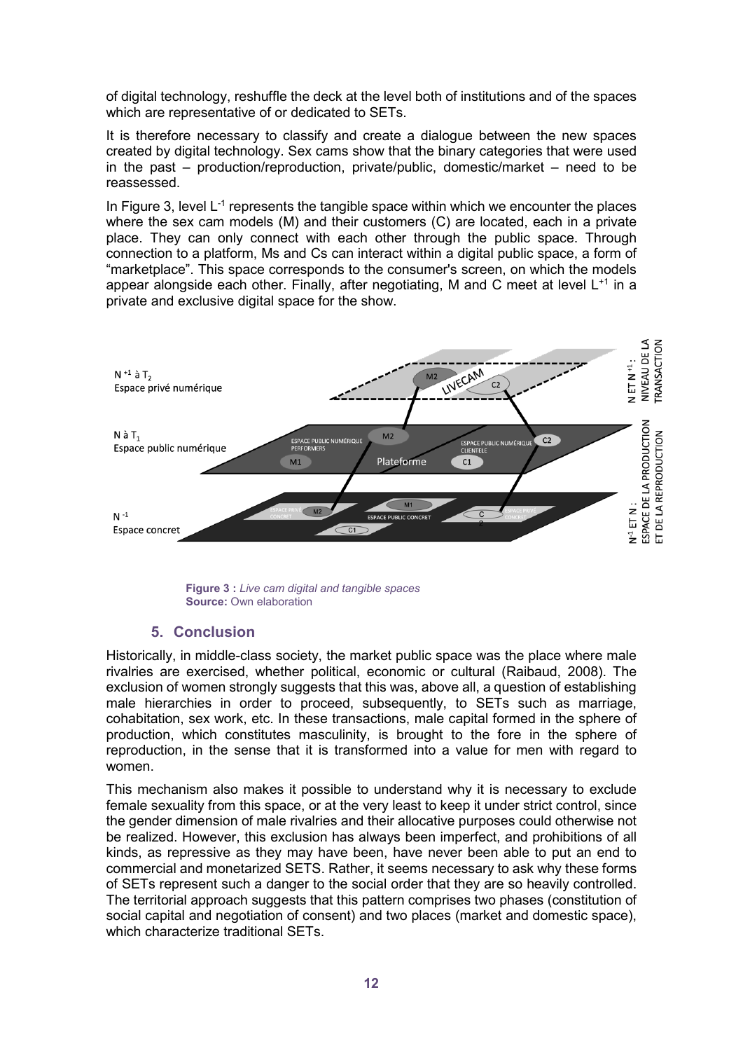of digital technology, reshuffle the deck at the level both of institutions and of the spaces which are representative of or dedicated to SETs.

It is therefore necessary to classify and create a dialogue between the new spaces created by digital technology. Sex cams show that the binary categories that were used in the past – production/reproduction, private/public, domestic/market – need to be reassessed.

In Figure 3, level $L^{-1}$ represents the tangible space within which we encounter the places where the sex cam models (M) and their customers (C) are located, each in a private place. They can only connect with each other through the public space. Through connection to a platform, Ms and Cs can interact within a digital public space, a form of "marketplace". This space corresponds to the consumer's screen, on which the models appear alongside each other. Finally, after negotiating, M and C meet at level $L^{+1}$ in a private and exclusive digital space for the show.

**Figure 3 :** *Live cam digital and tangible spaces*
**Source:** Own elaboration

## 5. Conclusion

Historically, in middle-class society, the market public space was the place where male rivalries are exercised, whether political, economic or cultural (Raibaud, 2008). The exclusion of women strongly suggests that this was, above all, a question of establishing male hierarchies in order to proceed, subsequently, to SETs such as marriage, cohabitation, sex work, etc. In these transactions, male capital formed in the sphere of production, which constitutes masculinity, is brought to the fore in the sphere of reproduction, in the sense that it is transformed into a value for men with regard to women.

This mechanism also makes it possible to understand why it is necessary to exclude female sexuality from this space, or at the very least to keep it under strict control, since the gender dimension of male rivalries and their allocative purposes could otherwise not be realized. However, this exclusion has always been imperfect, and prohibitions of all kinds, as repressive as they may have been, have never been able to put an end to commercial and monetarized SETS. Rather, it seems necessary to ask why these forms of SETs represent such a danger to the social order that they are so heavily controlled. The territorial approach suggests that this pattern comprises two phases (constitution of social capital and negotiation of consent) and two places (market and domestic space), which characterize traditional SETs.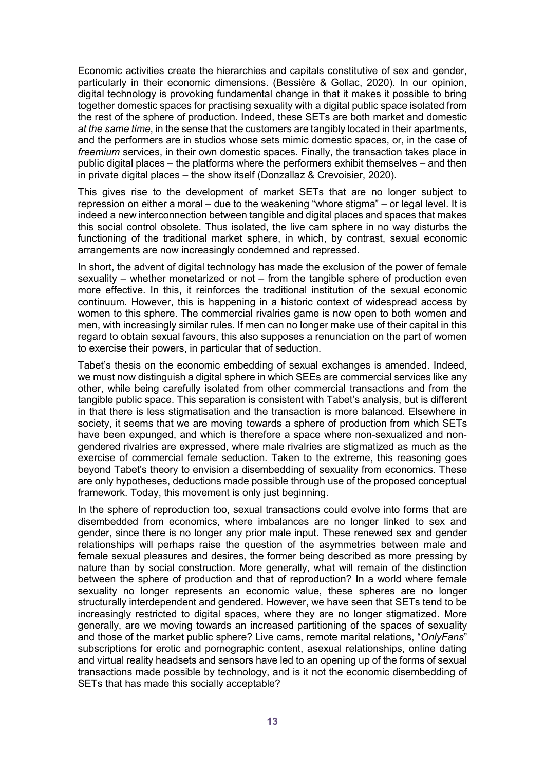Economic activities create the hierarchies and capitals constitutive of sex and gender, particularly in their economic dimensions. (Bessière & Gollac, 2020). In our opinion, digital technology is provoking fundamental change in that it makes it possible to bring together domestic spaces for practising sexuality with a digital public space isolated from the rest of the sphere of production. Indeed, these SETs are both market and domestic *at the same time*, in the sense that the customers are tangibly located in their apartments, and the performers are in studios whose sets mimic domestic spaces, or, in the case of *freemium* services, in their own domestic spaces. Finally, the transaction takes place in public digital places – the platforms where the performers exhibit themselves – and then in private digital places – the show itself (Donzallaz & Crevoisier, 2020).

This gives rise to the development of market SETs that are no longer subject to repression on either a moral – due to the weakening "whore stigma" – or legal level. It is indeed a new interconnection between tangible and digital places and spaces that makes this social control obsolete. Thus isolated, the live cam sphere in no way disturbs the functioning of the traditional market sphere, in which, by contrast, sexual economic arrangements are now increasingly condemned and repressed.

In short, the advent of digital technology has made the exclusion of the power of female sexuality – whether monetarized or not – from the tangible sphere of production even more effective. In this, it reinforces the traditional institution of the sexual economic continuum. However, this is happening in a historic context of widespread access by women to this sphere. The commercial rivalries game is now open to both women and men, with increasingly similar rules. If men can no longer make use of their capital in this regard to obtain sexual favours, this also supposes a renunciation on the part of women to exercise their powers, in particular that of seduction.

Tabet's thesis on the economic embedding of sexual exchanges is amended. Indeed, we must now distinguish a digital sphere in which SEEs are commercial services like any other, while being carefully isolated from other commercial transactions and from the tangible public space. This separation is consistent with Tabet's analysis, but is different in that there is less stigmatisation and the transaction is more balanced. Elsewhere in society, it seems that we are moving towards a sphere of production from which SETs have been expunged, and which is therefore a space where non-sexualized and non-gendered rivalries are expressed, where male rivalries are stigmatized as much as the exercise of commercial female seduction. Taken to the extreme, this reasoning goes beyond Tabet's theory to envision a disembedding of sexuality from economics. These are only hypotheses, deductions made possible through use of the proposed conceptual framework. Today, this movement is only just beginning.

In the sphere of reproduction too, sexual transactions could evolve into forms that are disembedded from economics, where imbalances are no longer linked to sex and gender, since there is no longer any prior male input. These renewed sex and gender relationships will perhaps raise the question of the asymmetries between male and female sexual pleasures and desires, the former being described as more pressing by nature than by social construction. More generally, what will remain of the distinction between the sphere of production and that of reproduction? In a world where female sexuality no longer represents an economic value, these spheres are no longer structurally interdependent and gendered. However, we have seen that SETs tend to be increasingly restricted to digital spaces, where they are no longer stigmatized. More generally, are we moving towards an increased partitioning of the spaces of sexuality and those of the market public sphere? Live cams, remote marital relations, "*OnlyFans*" subscriptions for erotic and pornographic content, asexual relationships, online dating and virtual reality headsets and sensors have led to an opening up of the forms of sexual transactions made possible by technology, and is it not the economic disembedding of SETs that has made this socially acceptable?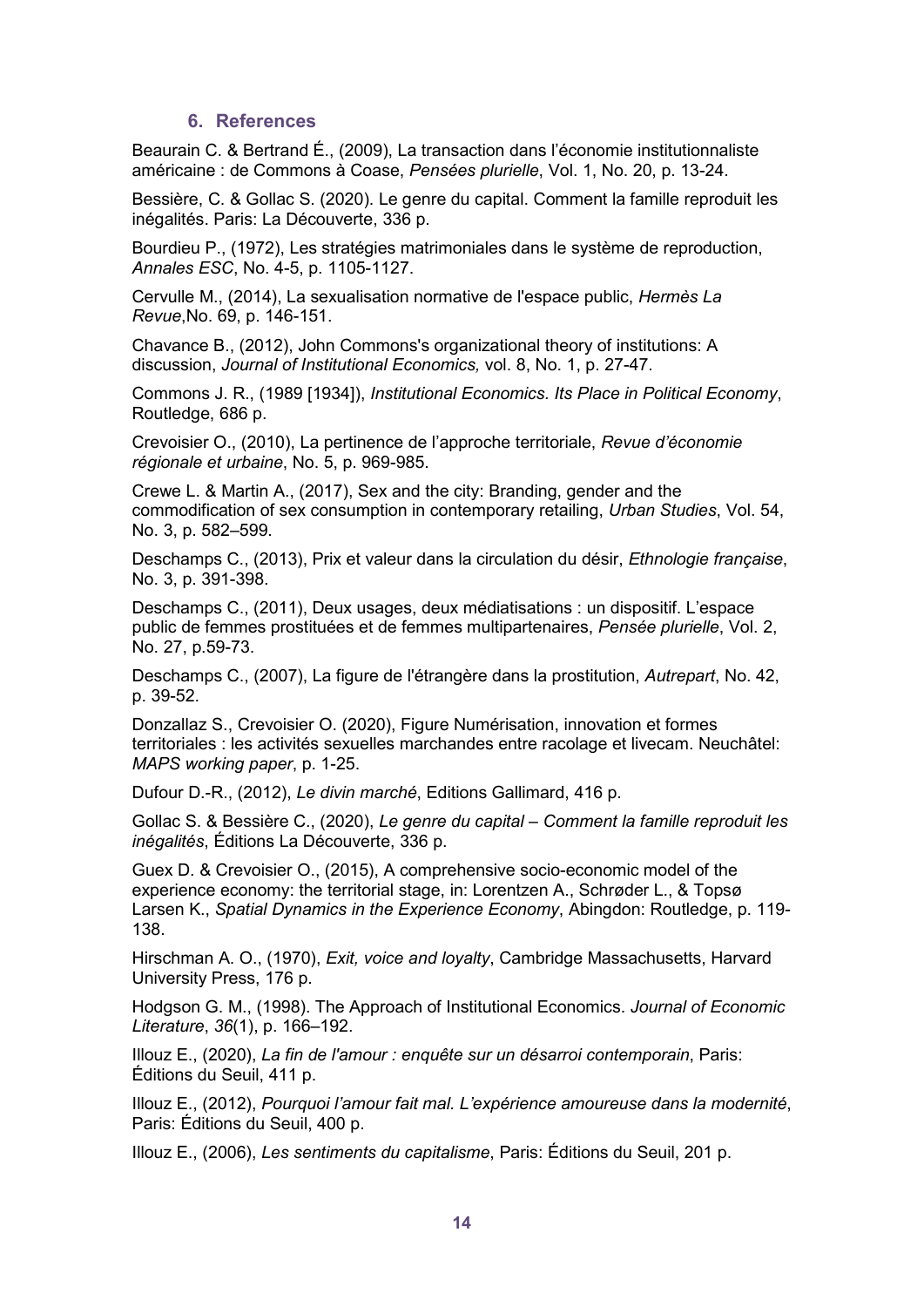## 6. References

Beaurain C. & Bertrand É., (2009), La transaction dans l'économie institutionnaliste américaine : de Commons à Coase, *Pensées plurielle*, Vol. 1, No. 20, p. 13-24.

Bessière, C. & Gollac S. (2020). Le genre du capital. Comment la famille reproduit les inégalités. Paris: La Découverte, 336 p.

Bourdieu P., (1972), Les stratégies matrimoniales dans le système de reproduction, *Annales ESC*, No. 4-5, p. 1105-1127.

Cervulle M., (2014), La sexualisation normative de l'espace public, *Hermès La Revue*,No. 69, p. 146-151.

Chavance B., (2012), John Commons's organizational theory of institutions: A discussion, *Journal of Institutional Economics,* vol. 8, No. 1, p. 27-47.

Commons J. R., (1989 [1934]), *Institutional Economics. Its Place in Political Economy*, Routledge, 686 p.

Crevoisier O., (2010), La pertinence de l'approche territoriale, *Revue d'économie régionale et urbaine*, No. 5, p. 969-985.

Crewe L. & Martin A., (2017), Sex and the city: Branding, gender and the commodification of sex consumption in contemporary retailing, *Urban Studies*, Vol. 54, No. 3, p. 582–599.

Deschamps C., (2013), Prix et valeur dans la circulation du désir, *Ethnologie française*, No. 3, p. 391-398.

Deschamps C., (2011), Deux usages, deux médiatisations : un dispositif. L'espace public de femmes prostituées et de femmes multipartenaires, *Pensée plurielle*, Vol. 2, No. 27, p.59-73.

Deschamps C., (2007), La figure de l'étrangère dans la prostitution, *Autrepart*, No. 42, p. 39-52.

Donzallaz S., Crevoisier O. (2020), Figure Numérisation, innovation et formes territoriales : les activités sexuelles marchandes entre racolage et livecam. Neuchâtel: *MAPS working paper*, p. 1-25.

Dufour D.-R., (2012), *Le divin marché*, Editions Gallimard, 416 p.

Gollac S. & Bessière C., (2020), *Le genre du capital – Comment la famille reproduit les inégalités*, Éditions La Découverte, 336 p.

Guex D. & Crevoisier O., (2015), A comprehensive socio-economic model of the experience economy: the territorial stage, in: Lorentzen A., Schrøder L., & Topsø Larsen K., *Spatial Dynamics in the Experience Economy*, Abingdon: Routledge, p. 119-138.

Hirschman A. O., (1970), *Exit, voice and loyalty*, Cambridge Massachusetts, Harvard University Press, 176 p.

Hodgson G. M., (1998). The Approach of Institutional Economics. *Journal of Economic Literature*, *36*(1), p. 166–192.

Illouz E., (2020), *La fin de l'amour : enquête sur un désarroi contemporain*, Paris: Éditions du Seuil, 411 p.

Illouz E., (2012), *Pourquoi l'amour fait mal. L'expérience amoureuse dans la modernité*, Paris: Éditions du Seuil, 400 p.

Illouz E., (2006), *Les sentiments du capitalisme*, Paris: Éditions du Seuil, 201 p.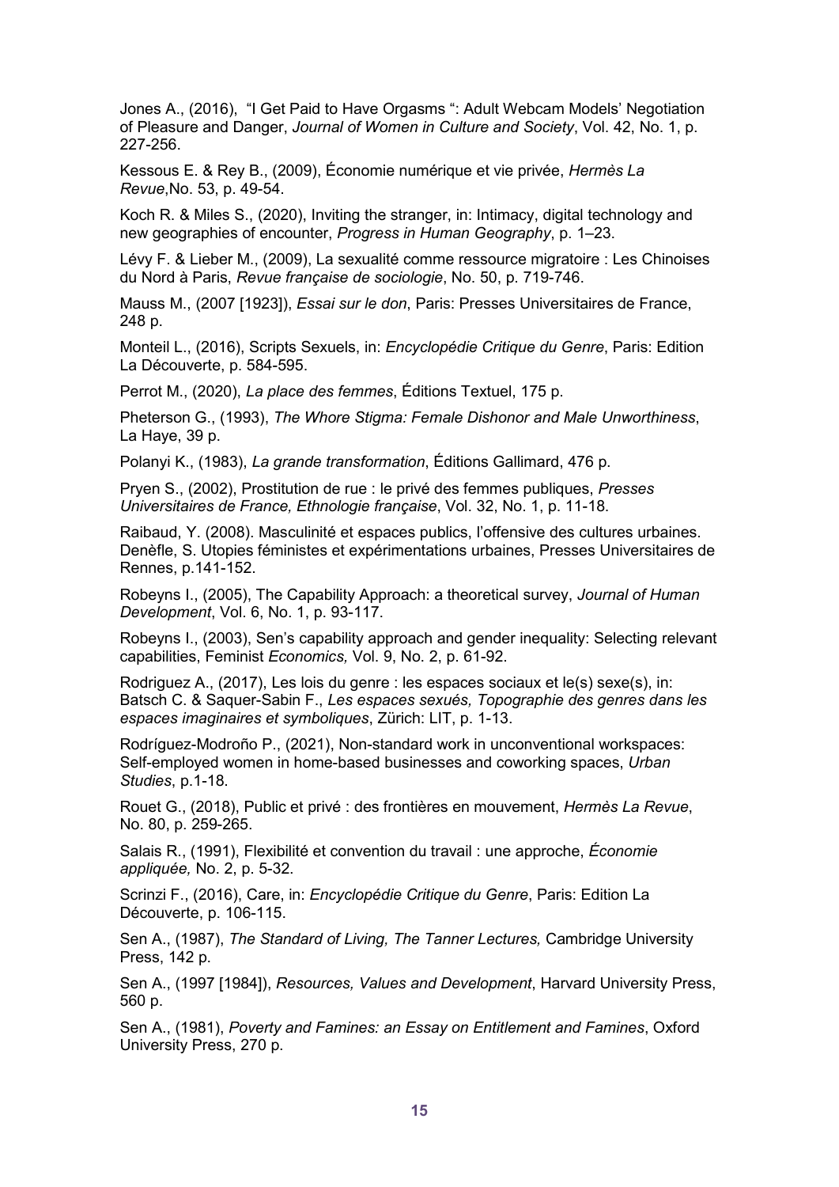Jones A., (2016), "I Get Paid to Have Orgasms ": Adult Webcam Models' Negotiation of Pleasure and Danger, *Journal of Women in Culture and Society*, Vol. 42, No. 1, p. 227-256.

Kessous E. & Rey B., (2009), Économie numérique et vie privée, *Hermès La Revue*,No. 53, p. 49-54.

Koch R. & Miles S., (2020), Inviting the stranger, in: Intimacy, digital technology and new geographies of encounter, *Progress in Human Geography*, p. 1–23.

Lévy F. & Lieber M., (2009), La sexualité comme ressource migratoire : Les Chinoises du Nord à Paris, *Revue française de sociologie*, No. 50, p. 719-746.

Mauss M., (2007 [1923]), *Essai sur le don*, Paris: Presses Universitaires de France, 248 p.

Monteil L., (2016), Scripts Sexuels, in: *Encyclopédie Critique du Genre*, Paris: Edition La Découverte, p. 584-595.

Perrot M., (2020), *La place des femmes*, Éditions Textuel, 175 p.

Pheterson G., (1993), *The Whore Stigma: Female Dishonor and Male Unworthiness*, La Haye, 39 p.

Polanyi K., (1983), *La grande transformation*, Éditions Gallimard, 476 p.

Pryen S., (2002), Prostitution de rue : le privé des femmes publiques, *Presses Universitaires de France, Ethnologie française*, Vol. 32, No. 1, p. 11-18.

Raibaud, Y. (2008). Masculinité et espaces publics, l'offensive des cultures urbaines. Denèfle, S. Utopies féministes et expérimentations urbaines, Presses Universitaires de Rennes, p.141-152.

Robeyns I., (2005), The Capability Approach: a theoretical survey, *Journal of Human Development*, Vol. 6, No. 1, p. 93-117.

Robeyns I., (2003), Sen's capability approach and gender inequality: Selecting relevant capabilities, Feminist *Economics,* Vol. 9, No. 2, p. 61-92.

Rodriguez A., (2017), Les lois du genre : les espaces sociaux et le(s) sexe(s), in: Batsch C. & Saquer-Sabin F., *Les espaces sexués, Topographie des genres dans les espaces imaginaires et symboliques*, Zürich: LIT, p. 1-13.

Rodríguez-Modroño P., (2021), Non-standard work in unconventional workspaces: Self-employed women in home-based businesses and coworking spaces, *Urban Studies*, p.1-18.

Rouet G., (2018), Public et privé : des frontières en mouvement, *Hermès La Revue*, No. 80, p. 259-265.

Salais R., (1991), Flexibilité et convention du travail : une approche, *Économie appliquée,* No. 2, p. 5-32.

Scrinzi F., (2016), Care, in: *Encyclopédie Critique du Genre*, Paris: Edition La Découverte, p. 106-115.

Sen A., (1987), *The Standard of Living, The Tanner Lectures,* Cambridge University Press, 142 p.

Sen A., (1997 [1984]), *Resources, Values and Development*, Harvard University Press, 560 p.

Sen A., (1981), *Poverty and Famines: an Essay on Entitlement and Famines*, Oxford University Press, 270 p.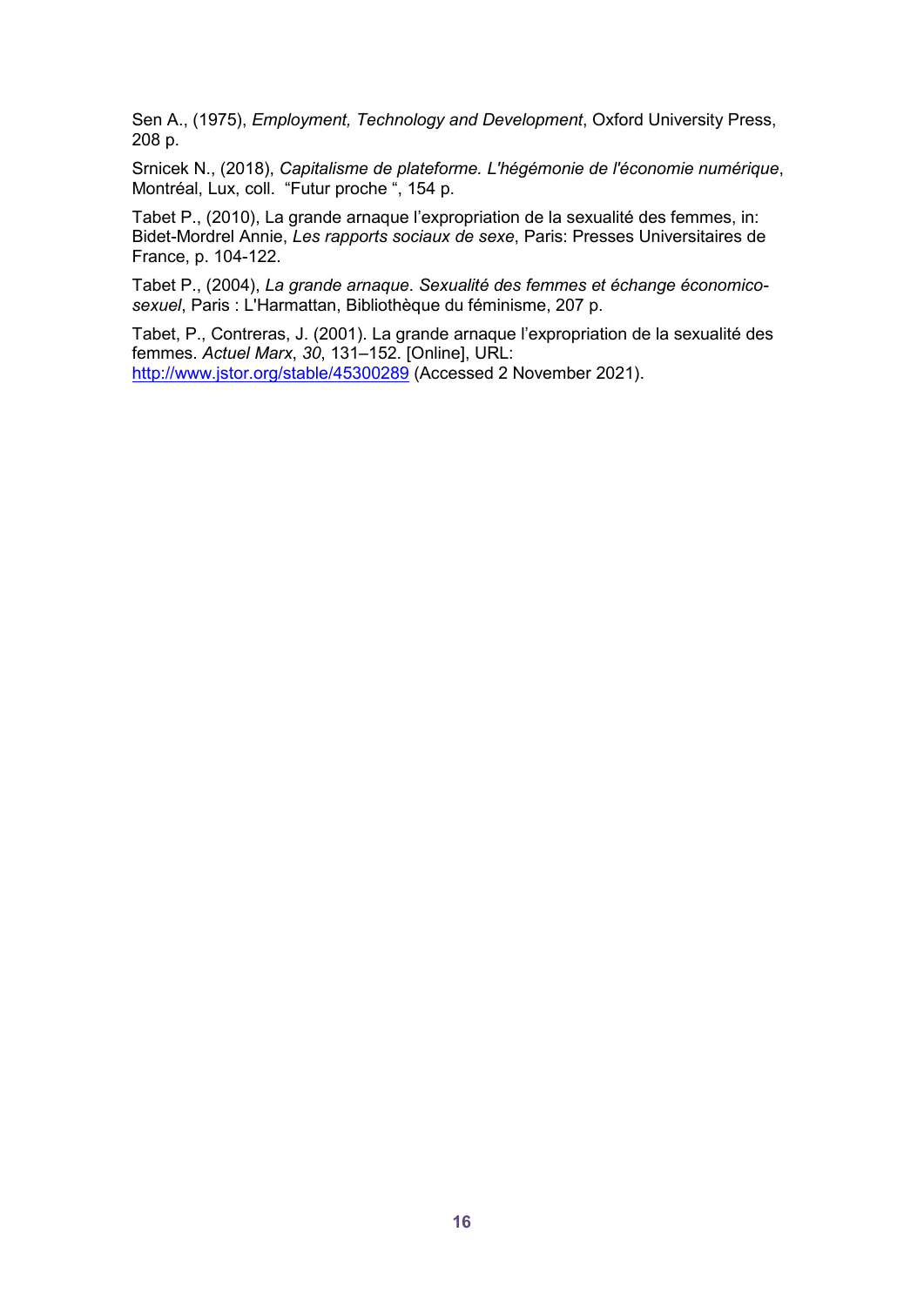Sen A., (1975), *Employment, Technology and Development*, Oxford University Press, 208 p.

Srnicek N., (2018), *Capitalisme de plateforme. L'hégémonie de l'économie numérique*, Montréal, Lux, coll. "Futur proche ", 154 p.

Tabet P., (2010), La grande arnaque l'expropriation de la sexualité des femmes, in: Bidet-Mordrel Annie, *Les rapports sociaux de sexe*, Paris: Presses Universitaires de France, p. 104-122.

Tabet P., (2004), *La grande arnaque. Sexualité des femmes et échange économico-sexuel*, Paris : L'Harmattan, Bibliothèque du féminisme, 207 p.

Tabet, P., Contreras, J. (2001). La grande arnaque l'expropriation de la sexualité des femmes. *Actuel Marx*, *30*, 131–152. [Online], URL: http://www.jstor.org/stable/45300289 (Accessed 2 November 2021).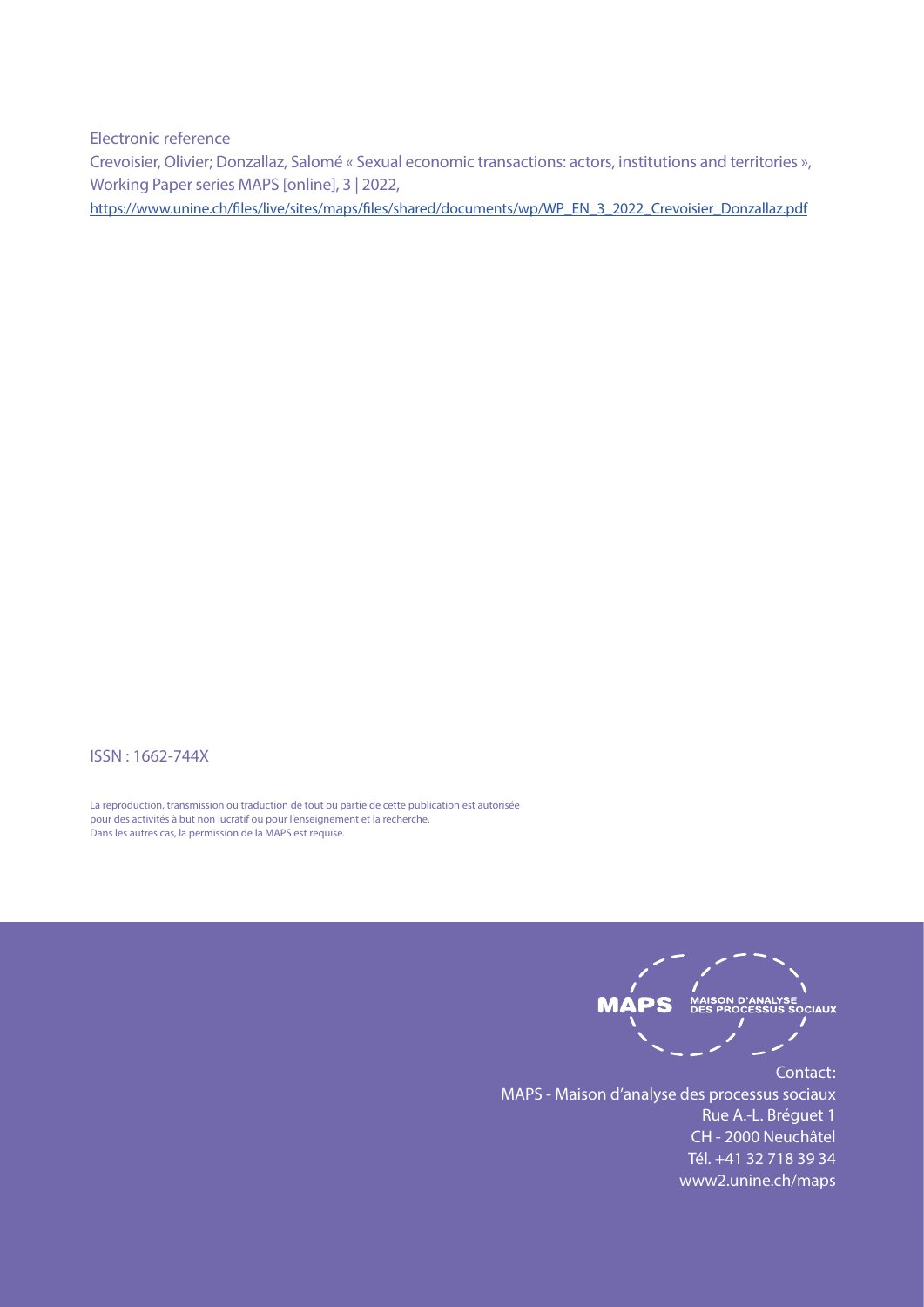Electronic reference

Crevoisier, Olivier; Donzallaz, Salomé « Sexual economic transactions: actors, institutions and territories », Working Paper series MAPS [online], 3 | 2022,

https://www.unine.ch/files/live/sites/maps/files/shared/documents/wp/WP_EN_3_2022_Crevoisier_Donzallaz.pdf

ISSN : 1662-744X

La reproduction, transmission ou traduction de tout ou partie de cette publication est autorisée pour des activités à but non lucratif ou pour l'enseignement et la recherche.
Dans les autres cas, la permission de la MAPS est requise.

MAPS MAISON D'ANALYSE DES PROCESSUS SOCIAUX

Contact:
MAPS - Maison d'analyse des processus sociaux
Rue A.-L. Bréguet 1
CH - 2000 Neuchâtel
Tél. +41 32 718 39 34
www2.unine.ch/maps